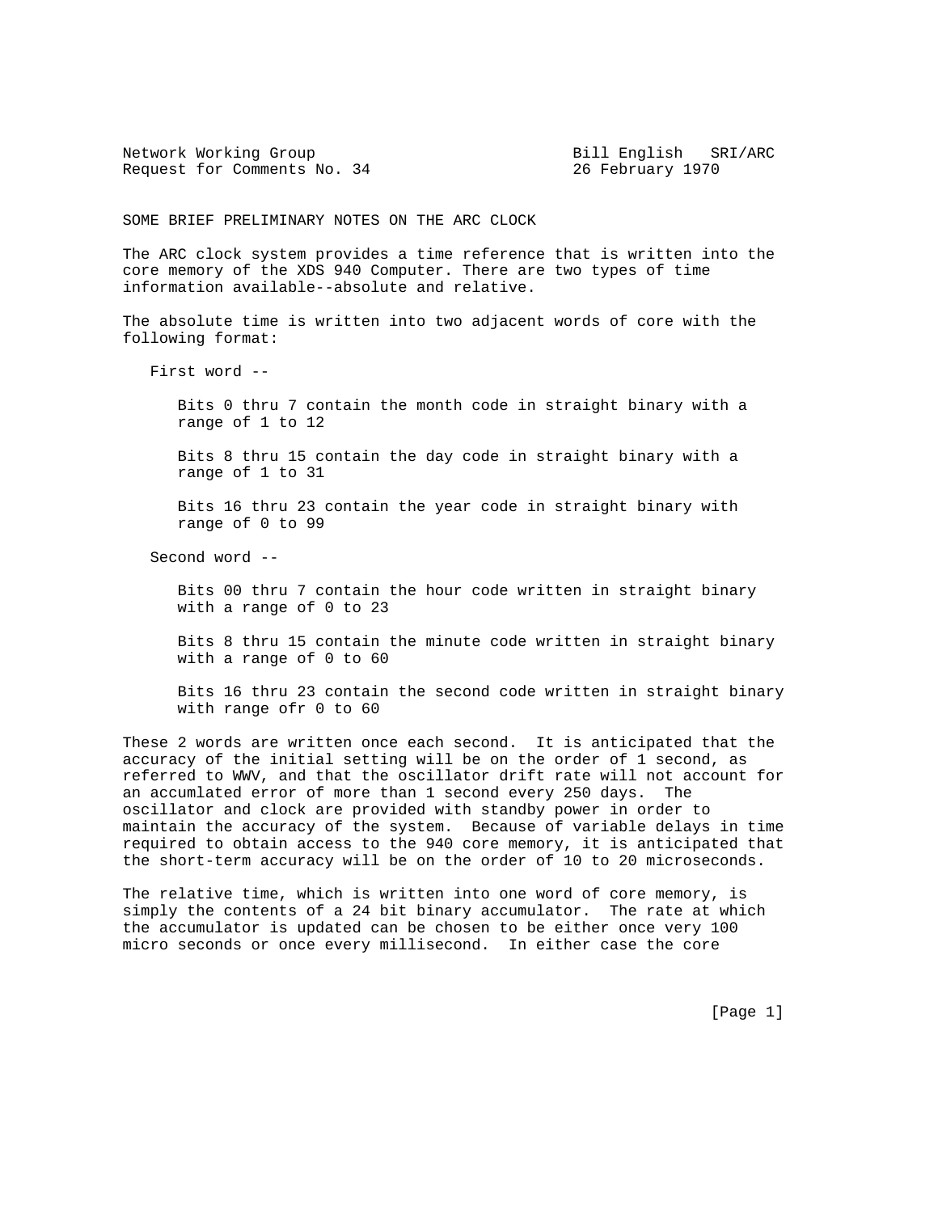Network Working Group                                    Bill English   SRI/ARC
Request for Comments No. 34                              26 February 1970

# SOME BRIEF PRELIMINARY NOTES ON THE ARC CLOCK

The ARC clock system provides a time reference that is written into the core memory of the XDS 940 Computer. There are two types of time information available--absolute and relative.

The absolute time is written into two adjacent words of core with the following format:

First word --

Bits 0 thru 7 contain the month code in straight binary with a range of 1 to 12

Bits 8 thru 15 contain the day code in straight binary with a range of 1 to 31

Bits 16 thru 23 contain the year code in straight binary with range of 0 to 99

Second word --

Bits 00 thru 7 contain the hour code written in straight binary with a range of 0 to 23

Bits 8 thru 15 contain the minute code written in straight binary with a range of 0 to 60

Bits 16 thru 23 contain the second code written in straight binary with range ofr 0 to 60

These 2 words are written once each second. It is anticipated that the accuracy of the initial setting will be on the order of 1 second, as referred to WWV, and that the oscillator drift rate will not account for an accumlated error of more than 1 second every 250 days. The oscillator and clock are provided with standby power in order to maintain the accuracy of the system. Because of variable delays in time required to obtain access to the 940 core memory, it is anticipated that the short-term accuracy will be on the order of 10 to 20 microseconds.

The relative time, which is written into one word of core memory, is simply the contents of a 24 bit binary accumulator. The rate at which the accumulator is updated can be chosen to be either once very 100 micro seconds or once every millisecond. In either case the core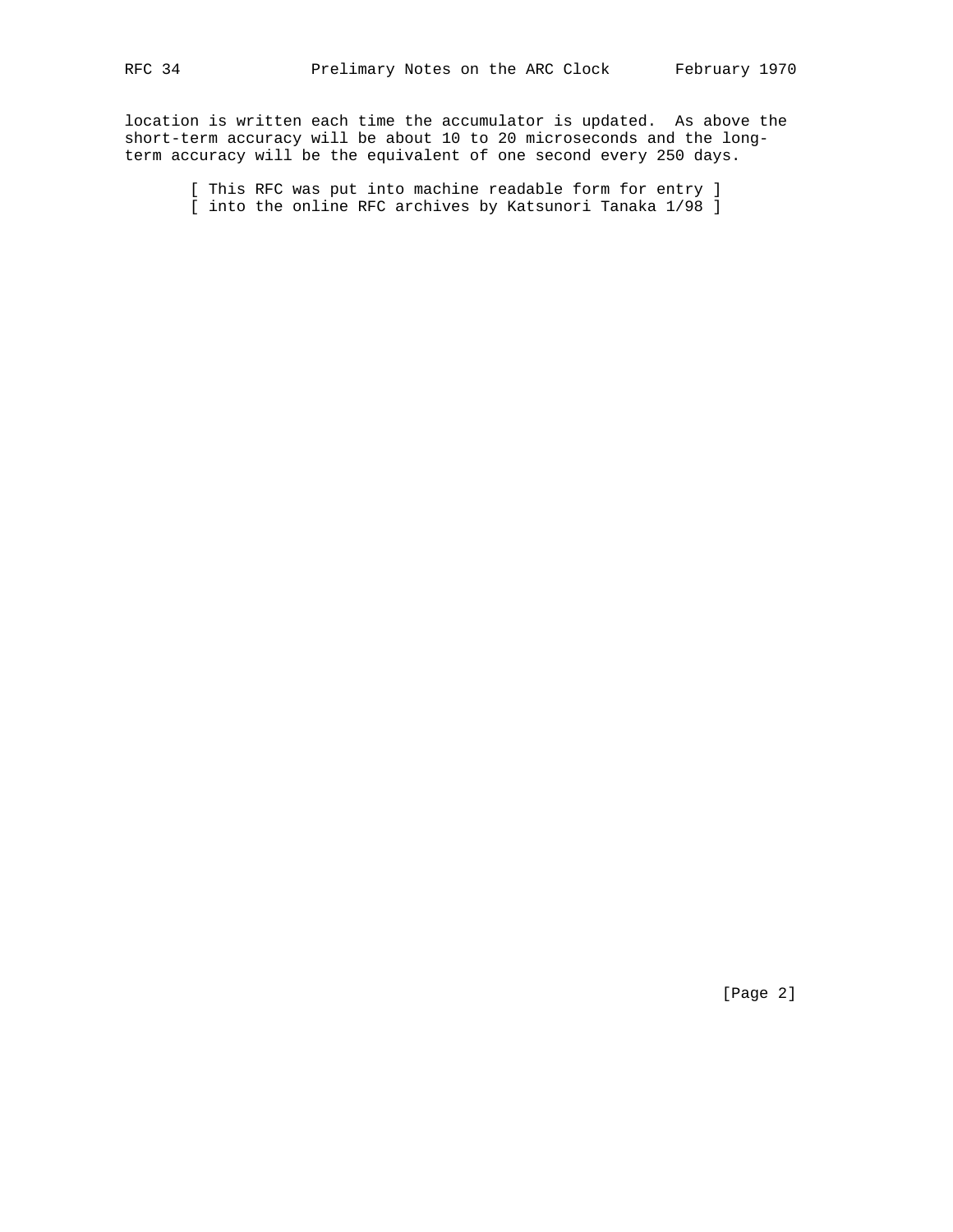location is written each time the accumulator is updated. As above the short-term accuracy will be about 10 to 20 microseconds and the long-term accuracy will be the equivalent of one second every 250 days.

[ This RFC was put into machine readable form for entry ]
[ into the online RFC archives by Katsunori Tanaka 1/98 ]